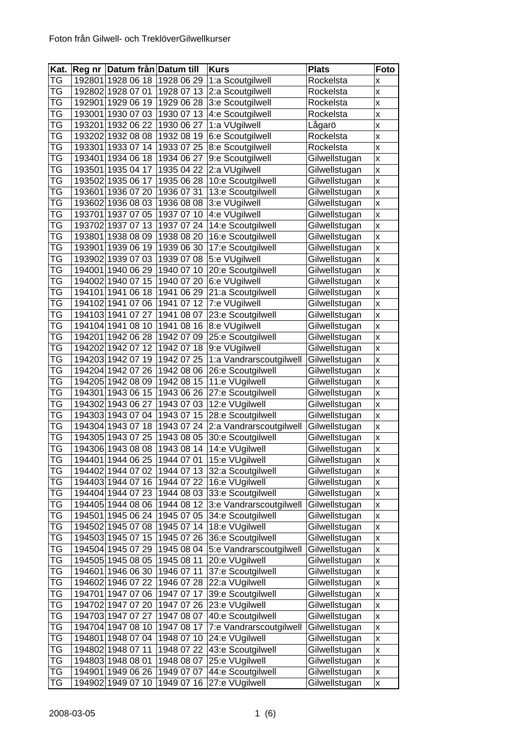Foton från Gilwell- och TreklöverGilwellkurser

| Kat. | Reg nr | Datum från | Datum till | Kurs | Plats | Foto |
|---|---|---|---|---|---|---|
| TG | 192801 | 1928 06 18 | 1928 06 29 | 1:a Scoutgilwell | Rockelsta | x |
| TG | 192802 | 1928 07 01 | 1928 07 13 | 2:a Scoutgilwell | Rockelsta | x |
| TG | 192901 | 1929 06 19 | 1929 06 28 | 3:e Scoutgilwell | Rockelsta | x |
| TG | 193001 | 1930 07 03 | 1930 07 13 | 4:e Scoutgilwell | Rockelsta | x |
| TG | 193201 | 1932 06 22 | 1930 06 27 | 1:a VUgilwell | Lågarö | x |
| TG | 193202 | 1932 08 08 | 1932 08 19 | 6:e Scoutgilwell | Rockelsta | x |
| TG | 193301 | 1933 07 14 | 1933 07 25 | 8:e Scoutgilwell | Rockelsta | x |
| TG | 193401 | 1934 06 18 | 1934 06 27 | 9:e Scoutgilwell | Gilwellstugan | x |
| TG | 193501 | 1935 04 17 | 1935 04 22 | 2:a VUgilwell | Gilwellstugan | x |
| TG | 193502 | 1935 06 17 | 1935 06 28 | 10:e Scoutgilwell | Gilwellstugan | x |
| TG | 193601 | 1936 07 20 | 1936 07 31 | 13:e Scoutgilwell | Gilwellstugan | x |
| TG | 193602 | 1936 08 03 | 1936 08 08 | 3:e VUgilwell | Gilwellstugan | x |
| TG | 193701 | 1937 07 05 | 1937 07 10 | 4:e VUgilwell | Gilwellstugan | x |
| TG | 193702 | 1937 07 13 | 1937 07 24 | 14:e Scoutgilwell | Gilwellstugan | x |
| TG | 193801 | 1938 08 09 | 1938 08 20 | 16:e Scoutgilwell | Gilwellstugan | x |
| TG | 193901 | 1939 06 19 | 1939 06 30 | 17:e Scoutgilwell | Gilwellstugan | x |
| TG | 193902 | 1939 07 03 | 1939 07 08 | 5:e VUgilwell | Gilwellstugan | x |
| TG | 194001 | 1940 06 29 | 1940 07 10 | 20:e Scoutgilwell | Gilwellstugan | x |
| TG | 194002 | 1940 07 15 | 1940 07 20 | 6:e VUgilwell | Gilwellstugan | x |
| TG | 194101 | 1941 06 18 | 1941 06 29 | 21:a Scoutgilwell | Gilwellstugan | x |
| TG | 194102 | 1941 07 06 | 1941 07 12 | 7:e VUgilwell | Gilwellstugan | x |
| TG | 194103 | 1941 07 27 | 1941 08 07 | 23:e Scoutgilwell | Gilwellstugan | x |
| TG | 194104 | 1941 08 10 | 1941 08 16 | 8:e VUgilwell | Gilwellstugan | x |
| TG | 194201 | 1942 06 28 | 1942 07 09 | 25:e Scoutgilwell | Gilwellstugan | x |
| TG | 194202 | 1942 07 12 | 1942 07 18 | 9:e VUgilwell | Gilwellstugan | x |
| TG | 194203 | 1942 07 19 | 1942 07 25 | 1:a Vandrarscoutgilwell | Gilwellstugan | x |
| TG | 194204 | 1942 07 26 | 1942 08 06 | 26:e Scoutgilwell | Gilwellstugan | x |
| TG | 194205 | 1942 08 09 | 1942 08 15 | 11:e VUgilwell | Gilwellstugan | x |
| TG | 194301 | 1943 06 15 | 1943 06 26 | 27:e Scoutgilwell | Gilwellstugan | x |
| TG | 194302 | 1943 06 27 | 1943 07 03 | 12:e VUgilwell | Gilwellstugan | x |
| TG | 194303 | 1943 07 04 | 1943 07 15 | 28:e Scoutgilwell | Gilwellstugan | x |
| TG | 194304 | 1943 07 18 | 1943 07 24 | 2:a Vandrarscoutgilwell | Gilwellstugan | x |
| TG | 194305 | 1943 07 25 | 1943 08 05 | 30:e Scoutgilwell | Gilwellstugan | x |
| TG | 194306 | 1943 08 08 | 1943 08 14 | 14:e VUgilwell | Gilwellstugan | x |
| TG | 194401 | 1944 06 25 | 1944 07 01 | 15:e VUgilwell | Gilwellstugan | x |
| TG | 194402 | 1944 07 02 | 1944 07 13 | 32:a Scoutgilwell | Gilwellstugan | x |
| TG | 194403 | 1944 07 16 | 1944 07 22 | 16:e VUgilwell | Gilwellstugan | x |
| TG | 194404 | 1944 07 23 | 1944 08 03 | 33:e Scoutgilwell | Gilwellstugan | x |
| TG | 194405 | 1944 08 06 | 1944 08 12 | 3:e Vandrarscoutgilwell | Gilwellstugan | x |
| TG | 194501 | 1945 06 24 | 1945 07 05 | 34:e Scoutgilwell | Gilwellstugan | x |
| TG | 194502 | 1945 07 08 | 1945 07 14 | 18:e VUgilwell | Gilwellstugan | x |
| TG | 194503 | 1945 07 15 | 1945 07 26 | 36:e Scoutgilwell | Gilwellstugan | x |
| TG | 194504 | 1945 07 29 | 1945 08 04 | 5:e Vandrarscoutgilwell | Gilwellstugan | x |
| TG | 194505 | 1945 08 05 | 1945 08 11 | 20:e VUgilwell | Gilwellstugan | x |
| TG | 194601 | 1946 06 30 | 1946 07 11 | 37:e Scoutgilwell | Gilwellstugan | x |
| TG | 194602 | 1946 07 22 | 1946 07 28 | 22:a VUgilwell | Gilwellstugan | x |
| TG | 194701 | 1947 07 06 | 1947 07 17 | 39:e Scoutgilwell | Gilwellstugan | x |
| TG | 194702 | 1947 07 20 | 1947 07 26 | 23:e VUgilwell | Gilwellstugan | x |
| TG | 194703 | 1947 07 27 | 1947 08 07 | 40:e Scoutgilwell | Gilwellstugan | x |
| TG | 194704 | 1947 08 10 | 1947 08 17 | 7:e Vandrarscoutgilwell | Gilwellstugan | x |
| TG | 194801 | 1948 07 04 | 1948 07 10 | 24:e VUgilwell | Gilwellstugan | x |
| TG | 194802 | 1948 07 11 | 1948 07 22 | 43:e Scoutgilwell | Gilwellstugan | x |
| TG | 194803 | 1948 08 01 | 1948 08 07 | 25:e VUgilwell | Gilwellstugan | x |
| TG | 194901 | 1949 06 26 | 1949 07 07 | 44:e Scoutgilwell | Gilwellstugan | x |
| TG | 194902 | 1949 07 10 | 1949 07 16 | 27:e VUgilwell | Gilwellstugan | x |

2008-03-05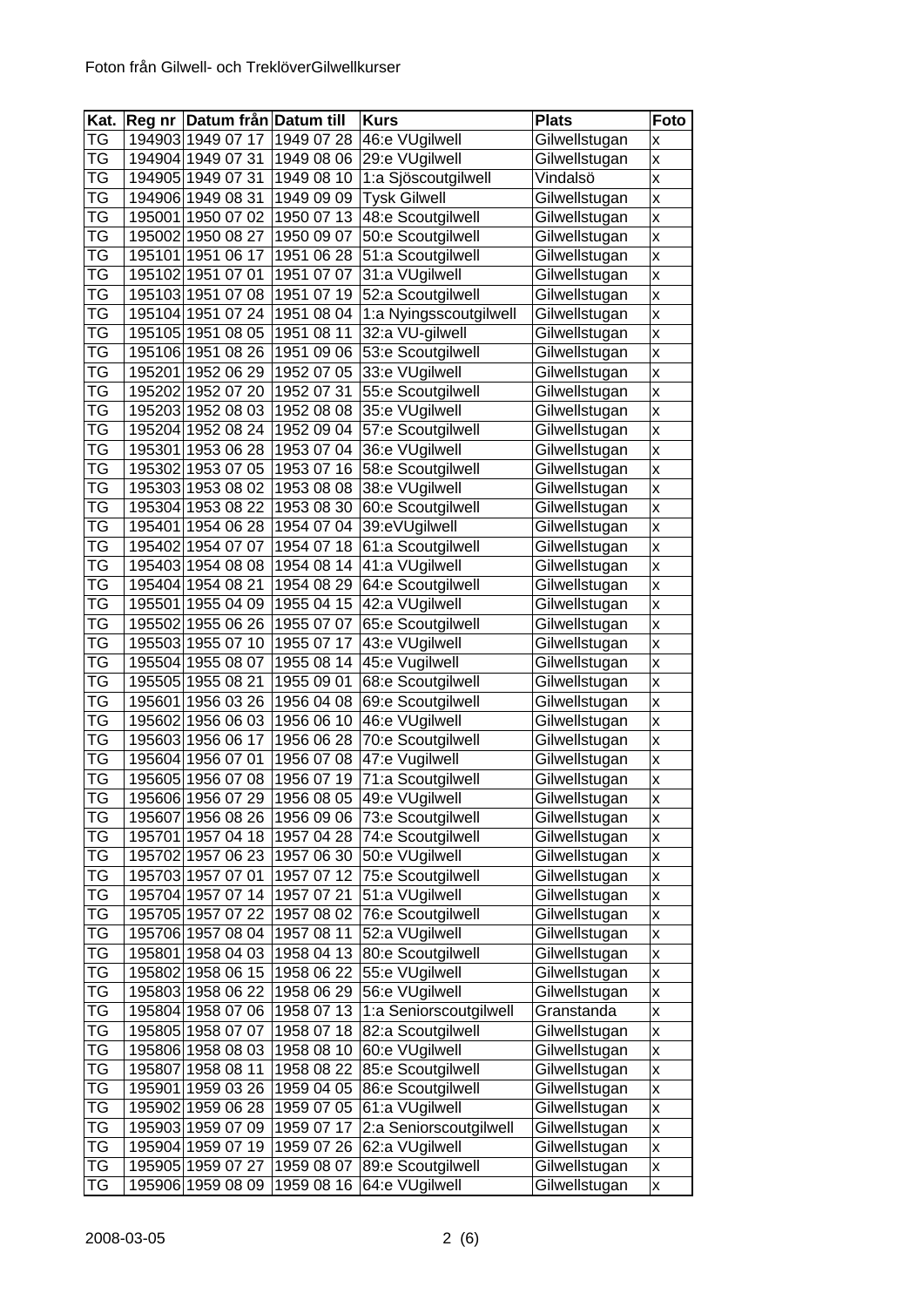Foton från Gilwell- och TreklöverGilwellkurser

| Kat. | Reg nr | Datum från | Datum till | Kurs | Plats | Foto |
|---|---|---|---|---|---|---|
| TG | 194903 | 1949 07 17 | 1949 07 28 | 46:e VUgilwell | Gilwellstugan | x |
| TG | 194904 | 1949 07 31 | 1949 08 06 | 29:e VUgilwell | Gilwellstugan | x |
| TG | 194905 | 1949 07 31 | 1949 08 10 | 1:a Sjöscoutgilwell | Vindalsö | x |
| TG | 194906 | 1949 08 31 | 1949 09 09 | Tysk Gilwell | Gilwellstugan | x |
| TG | 195001 | 1950 07 02 | 1950 07 13 | 48:e Scoutgilwell | Gilwellstugan | x |
| TG | 195002 | 1950 08 27 | 1950 09 07 | 50:e Scoutgilwell | Gilwellstugan | x |
| TG | 195101 | 1951 06 17 | 1951 06 28 | 51:a Scoutgilwell | Gilwellstugan | x |
| TG | 195102 | 1951 07 01 | 1951 07 07 | 31:a VUgilwell | Gilwellstugan | x |
| TG | 195103 | 1951 07 08 | 1951 07 19 | 52:a Scoutgilwell | Gilwellstugan | x |
| TG | 195104 | 1951 07 24 | 1951 08 04 | 1:a Nyingsscoutgilwell | Gilwellstugan | x |
| TG | 195105 | 1951 08 05 | 1951 08 11 | 32:a VU-gilwell | Gilwellstugan | x |
| TG | 195106 | 1951 08 26 | 1951 09 06 | 53:e Scoutgilwell | Gilwellstugan | x |
| TG | 195201 | 1952 06 29 | 1952 07 05 | 33:e VUgilwell | Gilwellstugan | x |
| TG | 195202 | 1952 07 20 | 1952 07 31 | 55:e Scoutgilwell | Gilwellstugan | x |
| TG | 195203 | 1952 08 03 | 1952 08 08 | 35:e VUgilwell | Gilwellstugan | x |
| TG | 195204 | 1952 08 24 | 1952 09 04 | 57:e Scoutgilwell | Gilwellstugan | x |
| TG | 195301 | 1953 06 28 | 1953 07 04 | 36:e VUgilwell | Gilwellstugan | x |
| TG | 195302 | 1953 07 05 | 1953 07 16 | 58:e Scoutgilwell | Gilwellstugan | x |
| TG | 195303 | 1953 08 02 | 1953 08 08 | 38:e VUgilwell | Gilwellstugan | x |
| TG | 195304 | 1953 08 22 | 1953 08 30 | 60:e Scoutgilwell | Gilwellstugan | x |
| TG | 195401 | 1954 06 28 | 1954 07 04 | 39:eVUgilwell | Gilwellstugan | x |
| TG | 195402 | 1954 07 07 | 1954 07 18 | 61:a Scoutgilwell | Gilwellstugan | x |
| TG | 195403 | 1954 08 08 | 1954 08 14 | 41:a VUgilwell | Gilwellstugan | x |
| TG | 195404 | 1954 08 21 | 1954 08 29 | 64:e Scoutgilwell | Gilwellstugan | x |
| TG | 195501 | 1955 04 09 | 1955 04 15 | 42:a VUgilwell | Gilwellstugan | x |
| TG | 195502 | 1955 06 26 | 1955 07 07 | 65:e Scoutgilwell | Gilwellstugan | x |
| TG | 195503 | 1955 07 10 | 1955 07 17 | 43:e VUgilwell | Gilwellstugan | x |
| TG | 195504 | 1955 08 07 | 1955 08 14 | 45:e Vugilwell | Gilwellstugan | x |
| TG | 195505 | 1955 08 21 | 1955 09 01 | 68:e Scoutgilwell | Gilwellstugan | x |
| TG | 195601 | 1956 03 26 | 1956 04 08 | 69:e Scoutgilwell | Gilwellstugan | x |
| TG | 195602 | 1956 06 03 | 1956 06 10 | 46:e VUgilwell | Gilwellstugan | x |
| TG | 195603 | 1956 06 17 | 1956 06 28 | 70:e Scoutgilwell | Gilwellstugan | x |
| TG | 195604 | 1956 07 01 | 1956 07 08 | 47:e Vugilwell | Gilwellstugan | x |
| TG | 195605 | 1956 07 08 | 1956 07 19 | 71:a Scoutgilwell | Gilwellstugan | x |
| TG | 195606 | 1956 07 29 | 1956 08 05 | 49:e VUgilwell | Gilwellstugan | x |
| TG | 195607 | 1956 08 26 | 1956 09 06 | 73:e Scoutgilwell | Gilwellstugan | x |
| TG | 195701 | 1957 04 18 | 1957 04 28 | 74:e Scoutgilwell | Gilwellstugan | x |
| TG | 195702 | 1957 06 23 | 1957 06 30 | 50:e VUgilwell | Gilwellstugan | x |
| TG | 195703 | 1957 07 01 | 1957 07 12 | 75:e Scoutgilwell | Gilwellstugan | x |
| TG | 195704 | 1957 07 14 | 1957 07 21 | 51:a VUgilwell | Gilwellstugan | x |
| TG | 195705 | 1957 07 22 | 1957 08 02 | 76:e Scoutgilwell | Gilwellstugan | x |
| TG | 195706 | 1957 08 04 | 1957 08 11 | 52:a VUgilwell | Gilwellstugan | x |
| TG | 195801 | 1958 04 03 | 1958 04 13 | 80:e Scoutgilwell | Gilwellstugan | x |
| TG | 195802 | 1958 06 15 | 1958 06 22 | 55:e VUgilwell | Gilwellstugan | x |
| TG | 195803 | 1958 06 22 | 1958 06 29 | 56:e VUgilwell | Gilwellstugan | x |
| TG | 195804 | 1958 07 06 | 1958 07 13 | 1:a Seniorscoutgilwell | Granstanda | x |
| TG | 195805 | 1958 07 07 | 1958 07 18 | 82:a Scoutgilwell | Gilwellstugan | x |
| TG | 195806 | 1958 08 03 | 1958 08 10 | 60:e VUgilwell | Gilwellstugan | x |
| TG | 195807 | 1958 08 11 | 1958 08 22 | 85:e Scoutgilwell | Gilwellstugan | x |
| TG | 195901 | 1959 03 26 | 1959 04 05 | 86:e Scoutgilwell | Gilwellstugan | x |
| TG | 195902 | 1959 06 28 | 1959 07 05 | 61:a VUgilwell | Gilwellstugan | x |
| TG | 195903 | 1959 07 09 | 1959 07 17 | 2:a Seniorscoutgilwell | Gilwellstugan | x |
| TG | 195904 | 1959 07 19 | 1959 07 26 | 62:a VUgilwell | Gilwellstugan | x |
| TG | 195905 | 1959 07 27 | 1959 08 07 | 89:e Scoutgilwell | Gilwellstugan | x |
| TG | 195906 | 1959 08 09 | 1959 08 16 | 64:e VUgilwell | Gilwellstugan | x |

2008-03-05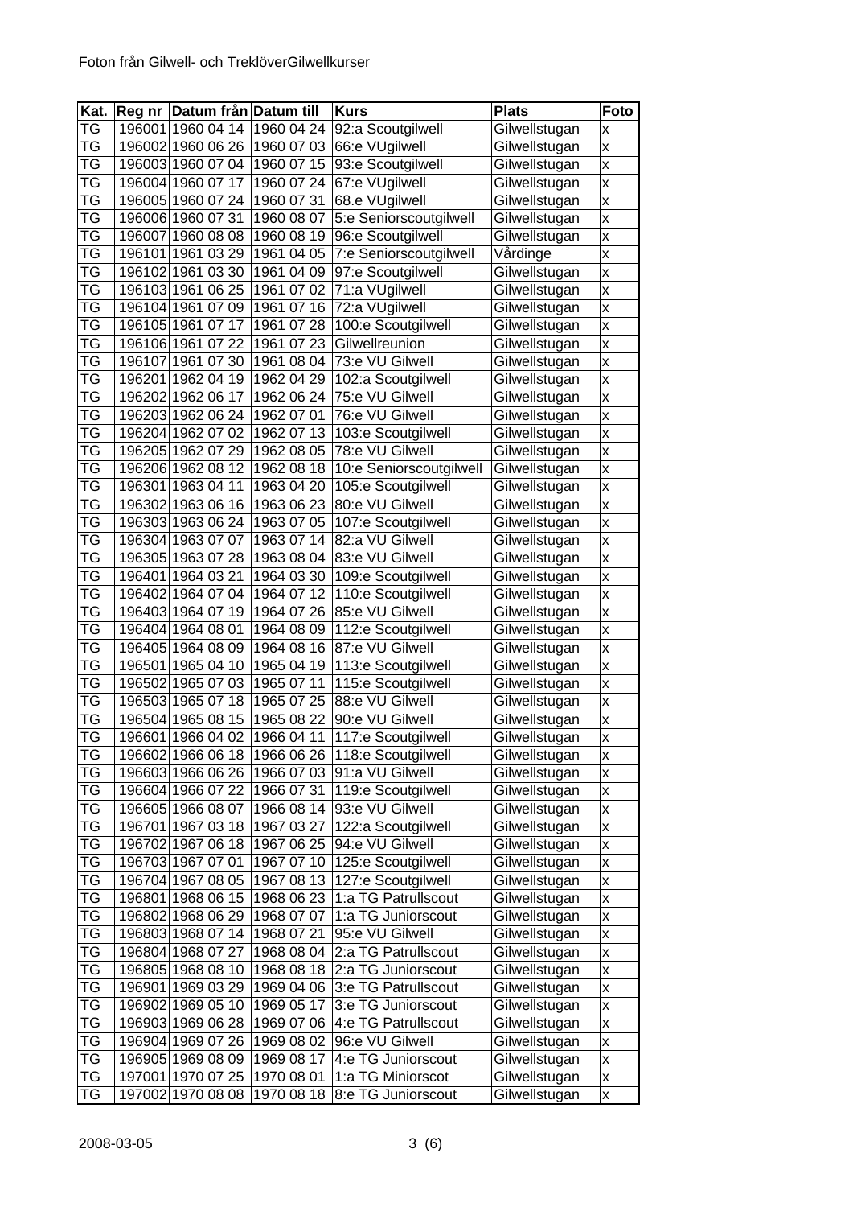Foton från Gilwell- och TreklöverGilwellkurser

| Kat. | Reg nr | Datum från | Datum till | Kurs | Plats | Foto |
|---|---|---|---|---|---|---|
| TG | 196001 | 1960 04 14 | 1960 04 24 | 92:a Scoutgilwell | Gilwellstugan | x |
| TG | 196002 | 1960 06 26 | 1960 07 03 | 66:e VUgilwell | Gilwellstugan | x |
| TG | 196003 | 1960 07 04 | 1960 07 15 | 93:e Scoutgilwell | Gilwellstugan | x |
| TG | 196004 | 1960 07 17 | 1960 07 24 | 67:e VUgilwell | Gilwellstugan | x |
| TG | 196005 | 1960 07 24 | 1960 07 31 | 68.e VUgilwell | Gilwellstugan | x |
| TG | 196006 | 1960 07 31 | 1960 08 07 | 5:e Seniorscoutgilwell | Gilwellstugan | x |
| TG | 196007 | 1960 08 08 | 1960 08 19 | 96:e Scoutgilwell | Gilwellstugan | x |
| TG | 196101 | 1961 03 29 | 1961 04 05 | 7:e Seniorscoutgilwell | Vårdinge | x |
| TG | 196102 | 1961 03 30 | 1961 04 09 | 97:e Scoutgilwell | Gilwellstugan | x |
| TG | 196103 | 1961 06 25 | 1961 07 02 | 71:a VUgilwell | Gilwellstugan | x |
| TG | 196104 | 1961 07 09 | 1961 07 16 | 72:a VUgilwell | Gilwellstugan | x |
| TG | 196105 | 1961 07 17 | 1961 07 28 | 100:e Scoutgilwell | Gilwellstugan | x |
| TG | 196106 | 1961 07 22 | 1961 07 23 | Gilwellreunion | Gilwellstugan | x |
| TG | 196107 | 1961 07 30 | 1961 08 04 | 73:e VU Gilwell | Gilwellstugan | x |
| TG | 196201 | 1962 04 19 | 1962 04 29 | 102:a Scoutgilwell | Gilwellstugan | x |
| TG | 196202 | 1962 06 17 | 1962 06 24 | 75:e VU Gilwell | Gilwellstugan | x |
| TG | 196203 | 1962 06 24 | 1962 07 01 | 76:e VU Gilwell | Gilwellstugan | x |
| TG | 196204 | 1962 07 02 | 1962 07 13 | 103:e Scoutgilwell | Gilwellstugan | x |
| TG | 196205 | 1962 07 29 | 1962 08 05 | 78:e VU Gilwell | Gilwellstugan | x |
| TG | 196206 | 1962 08 12 | 1962 08 18 | 10:e Seniorscoutgilwell | Gilwellstugan | x |
| TG | 196301 | 1963 04 11 | 1963 04 20 | 105:e Scoutgilwell | Gilwellstugan | x |
| TG | 196302 | 1963 06 16 | 1963 06 23 | 80:e VU Gilwell | Gilwellstugan | x |
| TG | 196303 | 1963 06 24 | 1963 07 05 | 107:e Scoutgilwell | Gilwellstugan | x |
| TG | 196304 | 1963 07 07 | 1963 07 14 | 82:a VU Gilwell | Gilwellstugan | x |
| TG | 196305 | 1963 07 28 | 1963 08 04 | 83:e VU Gilwell | Gilwellstugan | x |
| TG | 196401 | 1964 03 21 | 1964 03 30 | 109:e Scoutgilwell | Gilwellstugan | x |
| TG | 196402 | 1964 07 04 | 1964 07 12 | 110:e Scoutgilwell | Gilwellstugan | x |
| TG | 196403 | 1964 07 19 | 1964 07 26 | 85:e VU Gilwell | Gilwellstugan | x |
| TG | 196404 | 1964 08 01 | 1964 08 09 | 112:e Scoutgilwell | Gilwellstugan | x |
| TG | 196405 | 1964 08 09 | 1964 08 16 | 87:e VU Gilwell | Gilwellstugan | x |
| TG | 196501 | 1965 04 10 | 1965 04 19 | 113:e Scoutgilwell | Gilwellstugan | x |
| TG | 196502 | 1965 07 03 | 1965 07 11 | 115:e Scoutgilwell | Gilwellstugan | x |
| TG | 196503 | 1965 07 18 | 1965 07 25 | 88:e VU Gilwell | Gilwellstugan | x |
| TG | 196504 | 1965 08 15 | 1965 08 22 | 90:e VU Gilwell | Gilwellstugan | x |
| TG | 196601 | 1966 04 02 | 1966 04 11 | 117:e Scoutgilwell | Gilwellstugan | x |
| TG | 196602 | 1966 06 18 | 1966 06 26 | 118:e Scoutgilwell | Gilwellstugan | x |
| TG | 196603 | 1966 06 26 | 1966 07 03 | 91:a VU Gilwell | Gilwellstugan | x |
| TG | 196604 | 1966 07 22 | 1966 07 31 | 119:e Scoutgilwell | Gilwellstugan | x |
| TG | 196605 | 1966 08 07 | 1966 08 14 | 93:e VU Gilwell | Gilwellstugan | x |
| TG | 196701 | 1967 03 18 | 1967 03 27 | 122:a Scoutgilwell | Gilwellstugan | x |
| TG | 196702 | 1967 06 18 | 1967 06 25 | 94:e VU Gilwell | Gilwellstugan | x |
| TG | 196703 | 1967 07 01 | 1967 07 10 | 125:e Scoutgilwell | Gilwellstugan | x |
| TG | 196704 | 1967 08 05 | 1967 08 13 | 127:e Scoutgilwell | Gilwellstugan | x |
| TG | 196801 | 1968 06 15 | 1968 06 23 | 1:a TG Patrullscout | Gilwellstugan | x |
| TG | 196802 | 1968 06 29 | 1968 07 07 | 1:a TG Juniorscout | Gilwellstugan | x |
| TG | 196803 | 1968 07 14 | 1968 07 21 | 95:e VU Gilwell | Gilwellstugan | x |
| TG | 196804 | 1968 07 27 | 1968 08 04 | 2:a TG Patrullscout | Gilwellstugan | x |
| TG | 196805 | 1968 08 10 | 1968 08 18 | 2:a TG Juniorscout | Gilwellstugan | x |
| TG | 196901 | 1969 03 29 | 1969 04 06 | 3:e TG Patrullscout | Gilwellstugan | x |
| TG | 196902 | 1969 05 10 | 1969 05 17 | 3:e TG Juniorscout | Gilwellstugan | x |
| TG | 196903 | 1969 06 28 | 1969 07 06 | 4:e TG Patrullscout | Gilwellstugan | x |
| TG | 196904 | 1969 07 26 | 1969 08 02 | 96:e VU Gilwell | Gilwellstugan | x |
| TG | 196905 | 1969 08 09 | 1969 08 17 | 4:e TG Juniorscout | Gilwellstugan | x |
| TG | 197001 | 1970 07 25 | 1970 08 01 | 1:a TG Miniorscot | Gilwellstugan | x |
| TG | 197002 | 1970 08 08 | 1970 08 18 | 8:e TG Juniorscout | Gilwellstugan | x |

2008-03-05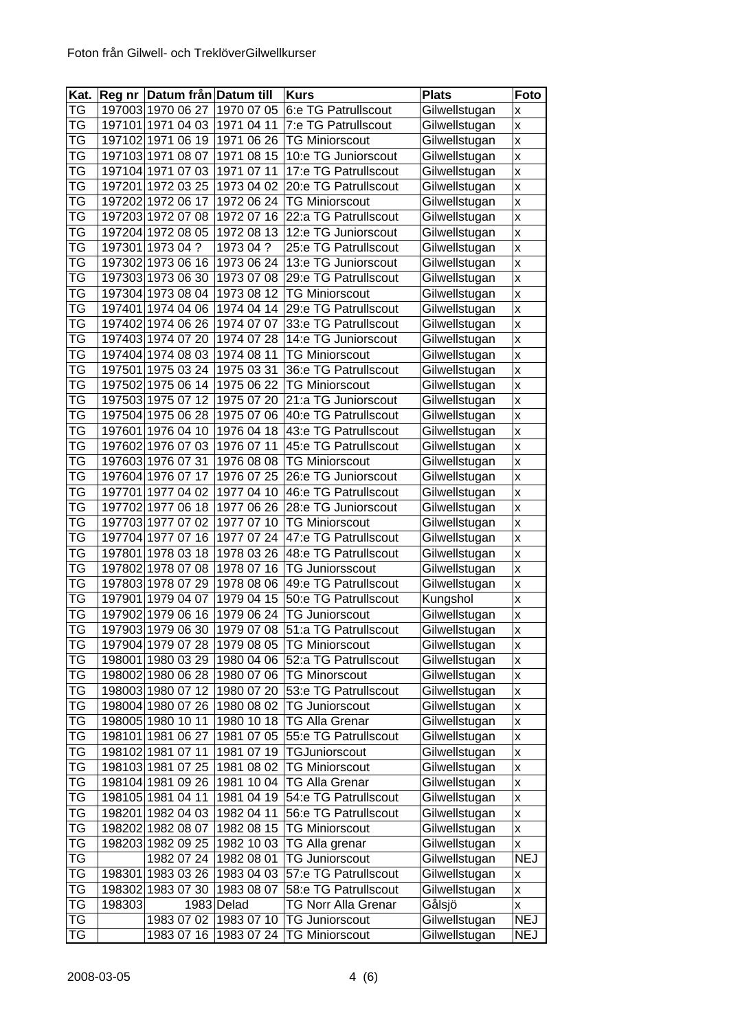Foton från Gilwell- och TreklöverGilwellkurser

| Kat. | Reg nr | Datum från | Datum till | Kurs | Plats | Foto |
|---|---|---|---|---|---|---|
| TG | 197003 | 1970 06 27 | 1970 07 05 | 6:e TG Patrullscout | Gilwellstugan | x |
| TG | 197101 | 1971 04 03 | 1971 04 11 | 7:e TG Patrullscout | Gilwellstugan | x |
| TG | 197102 | 1971 06 19 | 1971 06 26 | TG Miniorscout | Gilwellstugan | x |
| TG | 197103 | 1971 08 07 | 1971 08 15 | 10:e TG Juniorscout | Gilwellstugan | x |
| TG | 197104 | 1971 07 03 | 1971 07 11 | 17:e TG Patrullscout | Gilwellstugan | x |
| TG | 197201 | 1972 03 25 | 1973 04 02 | 20:e TG Patrullscout | Gilwellstugan | x |
| TG | 197202 | 1972 06 17 | 1972 06 24 | TG Miniorscout | Gilwellstugan | x |
| TG | 197203 | 1972 07 08 | 1972 07 16 | 22:a TG Patrullscout | Gilwellstugan | x |
| TG | 197204 | 1972 08 05 | 1972 08 13 | 12:e TG Juniorscout | Gilwellstugan | x |
| TG | 197301 | 1973 04 ? | 1973 04 ? | 25:e TG Patrullscout | Gilwellstugan | x |
| TG | 197302 | 1973 06 16 | 1973 06 24 | 13:e TG Juniorscout | Gilwellstugan | x |
| TG | 197303 | 1973 06 30 | 1973 07 08 | 29:e TG Patrullscout | Gilwellstugan | x |
| TG | 197304 | 1973 08 04 | 1973 08 12 | TG Miniorscout | Gilwellstugan | x |
| TG | 197401 | 1974 04 06 | 1974 04 14 | 29:e TG Patrullscout | Gilwellstugan | x |
| TG | 197402 | 1974 06 26 | 1974 07 07 | 33:e TG Patrullscout | Gilwellstugan | x |
| TG | 197403 | 1974 07 20 | 1974 07 28 | 14:e TG Juniorscout | Gilwellstugan | x |
| TG | 197404 | 1974 08 03 | 1974 08 11 | TG Miniorscout | Gilwellstugan | x |
| TG | 197501 | 1975 03 24 | 1975 03 31 | 36:e TG Patrullscout | Gilwellstugan | x |
| TG | 197502 | 1975 06 14 | 1975 06 22 | TG Miniorscout | Gilwellstugan | x |
| TG | 197503 | 1975 07 12 | 1975 07 20 | 21:a TG Juniorscout | Gilwellstugan | x |
| TG | 197504 | 1975 06 28 | 1975 07 06 | 40:e TG Patrullscout | Gilwellstugan | x |
| TG | 197601 | 1976 04 10 | 1976 04 18 | 43:e TG Patrullscout | Gilwellstugan | x |
| TG | 197602 | 1976 07 03 | 1976 07 11 | 45:e TG Patrullscout | Gilwellstugan | x |
| TG | 197603 | 1976 07 31 | 1976 08 08 | TG Miniorscout | Gilwellstugan | x |
| TG | 197604 | 1976 07 17 | 1976 07 25 | 26:e TG Juniorscout | Gilwellstugan | x |
| TG | 197701 | 1977 04 02 | 1977 04 10 | 46:e TG Patrullscout | Gilwellstugan | x |
| TG | 197702 | 1977 06 18 | 1977 06 26 | 28:e TG Juniorscout | Gilwellstugan | x |
| TG | 197703 | 1977 07 02 | 1977 07 10 | TG Miniorscout | Gilwellstugan | x |
| TG | 197704 | 1977 07 16 | 1977 07 24 | 47:e TG Patrullscout | Gilwellstugan | x |
| TG | 197801 | 1978 03 18 | 1978 03 26 | 48:e TG Patrullscout | Gilwellstugan | x |
| TG | 197802 | 1978 07 08 | 1978 07 16 | TG Juniorsscout | Gilwellstugan | x |
| TG | 197803 | 1978 07 29 | 1978 08 06 | 49:e TG Patrullscout | Gilwellstugan | x |
| TG | 197901 | 1979 04 07 | 1979 04 15 | 50:e TG Patrullscout | Kungshol | x |
| TG | 197902 | 1979 06 16 | 1979 06 24 | TG Juniorscout | Gilwellstugan | x |
| TG | 197903 | 1979 06 30 | 1979 07 08 | 51:a TG Patrullscout | Gilwellstugan | x |
| TG | 197904 | 1979 07 28 | 1979 08 05 | TG Miniorscout | Gilwellstugan | x |
| TG | 198001 | 1980 03 29 | 1980 04 06 | 52:a TG Patrullscout | Gilwellstugan | x |
| TG | 198002 | 1980 06 28 | 1980 07 06 | TG Minorscout | Gilwellstugan | x |
| TG | 198003 | 1980 07 12 | 1980 07 20 | 53:e TG Patrullscout | Gilwellstugan | x |
| TG | 198004 | 1980 07 26 | 1980 08 02 | TG Juniorscout | Gilwellstugan | x |
| TG | 198005 | 1980 10 11 | 1980 10 18 | TG Alla Grenar | Gilwellstugan | x |
| TG | 198101 | 1981 06 27 | 1981 07 05 | 55:e TG Patrullscout | Gilwellstugan | x |
| TG | 198102 | 1981 07 11 | 1981 07 19 | TGJuniorscout | Gilwellstugan | x |
| TG | 198103 | 1981 07 25 | 1981 08 02 | TG Miniorscout | Gilwellstugan | x |
| TG | 198104 | 1981 09 26 | 1981 10 04 | TG Alla Grenar | Gilwellstugan | x |
| TG | 198105 | 1981 04 11 | 1981 04 19 | 54:e TG Patrullscout | Gilwellstugan | x |
| TG | 198201 | 1982 04 03 | 1982 04 11 | 56:e TG Patrullscout | Gilwellstugan | x |
| TG | 198202 | 1982 08 07 | 1982 08 15 | TG Miniorscout | Gilwellstugan | x |
| TG | 198203 | 1982 09 25 | 1982 10 03 | TG Alla grenar | Gilwellstugan | x |
| TG | | 1982 07 24 | 1982 08 01 | TG Juniorscout | Gilwellstugan | NEJ |
| TG | 198301 | 1983 03 26 | 1983 04 03 | 57:e TG Patrullscout | Gilwellstugan | x |
| TG | 198302 | 1983 07 30 | 1983 08 07 | 58:e TG Patrullscout | Gilwellstugan | x |
| TG | 198303 | 1983 | Delad | TG Norr Alla Grenar | Gålsjö | x |
| TG | | 1983 07 02 | 1983 07 10 | TG Juniorscout | Gilwellstugan | NEJ |
| TG | | 1983 07 16 | 1983 07 24 | TG Miniorscout | Gilwellstugan | NEJ |

2008-03-05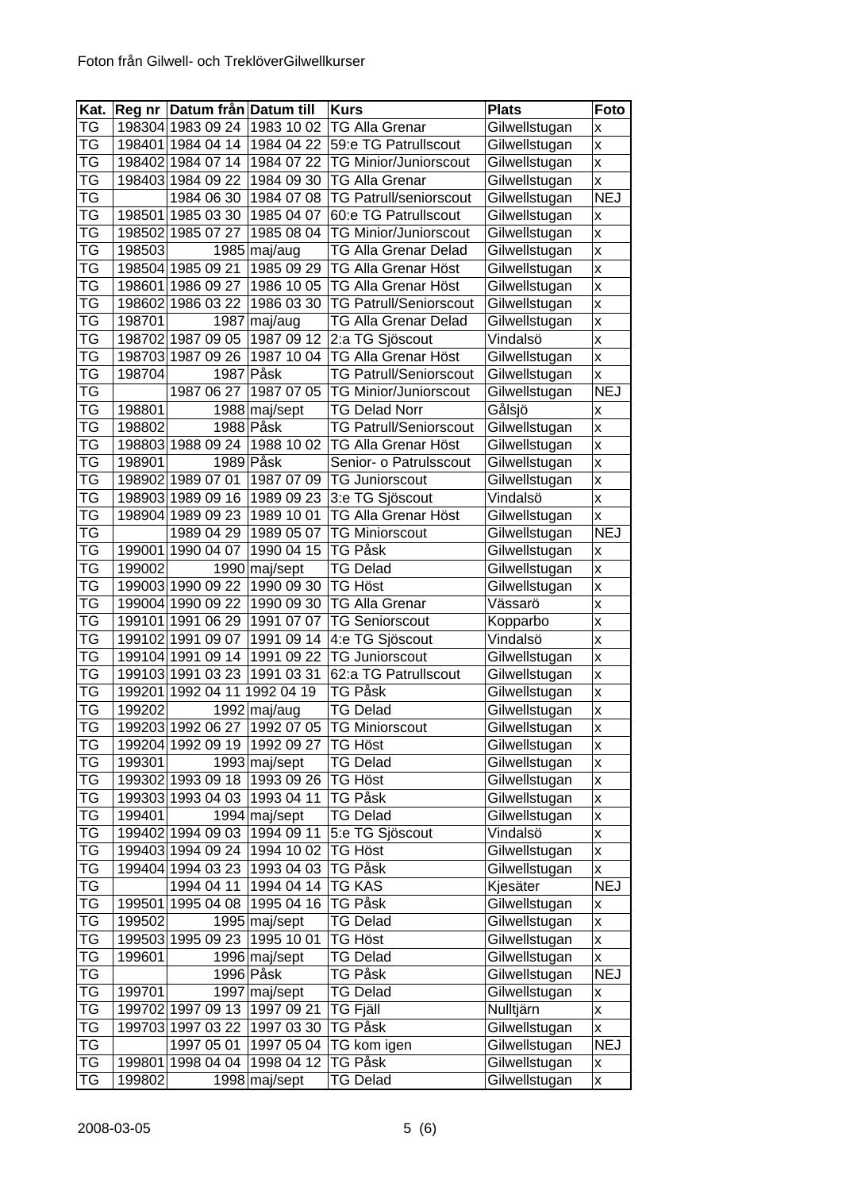Foton från Gilwell- och TreklöverGilwellkurser

| Kat. | Reg nr | Datum från | Datum till | Kurs | Plats | Foto |
|---|---|---|---|---|---|---|
| TG | 198304 | 1983 09 24 | 1983 10 02 | TG Alla Grenar | Gilwellstugan | x |
| TG | 198401 | 1984 04 14 | 1984 04 22 | 59:e TG Patrullscout | Gilwellstugan | x |
| TG | 198402 | 1984 07 14 | 1984 07 22 | TG Minior/Juniorscout | Gilwellstugan | x |
| TG | 198403 | 1984 09 22 | 1984 09 30 | TG Alla Grenar | Gilwellstugan | x |
| TG | | 1984 06 30 | 1984 07 08 | TG Patrull/seniorscout | Gilwellstugan | NEJ |
| TG | 198501 | 1985 03 30 | 1985 04 07 | 60:e TG Patrullscout | Gilwellstugan | x |
| TG | 198502 | 1985 07 27 | 1985 08 04 | TG Minior/Juniorscout | Gilwellstugan | x |
| TG | 198503 | 1985 | maj/aug | TG Alla Grenar Delad | Gilwellstugan | x |
| TG | 198504 | 1985 09 21 | 1985 09 29 | TG Alla Grenar Höst | Gilwellstugan | x |
| TG | 198601 | 1986 09 27 | 1986 10 05 | TG Alla Grenar Höst | Gilwellstugan | x |
| TG | 198602 | 1986 03 22 | 1986 03 30 | TG Patrull/Seniorscout | Gilwellstugan | x |
| TG | 198701 | 1987 | maj/aug | TG Alla Grenar Delad | Gilwellstugan | x |
| TG | 198702 | 1987 09 05 | 1987 09 12 | 2:a TG Sjöscout | Vindalsö | x |
| TG | 198703 | 1987 09 26 | 1987 10 04 | TG Alla Grenar Höst | Gilwellstugan | x |
| TG | 198704 | 1987 | Påsk | TG Patrull/Seniorscout | Gilwellstugan | x |
| TG | | 1987 06 27 | 1987 07 05 | TG Minior/Juniorscout | Gilwellstugan | NEJ |
| TG | 198801 | 1988 | maj/sept | TG Delad Norr | Gålsjö | x |
| TG | 198802 | 1988 | Påsk | TG Patrull/Seniorscout | Gilwellstugan | x |
| TG | 198803 | 1988 09 24 | 1988 10 02 | TG Alla Grenar Höst | Gilwellstugan | x |
| TG | 198901 | 1989 | Påsk | Senior- o Patrulsscout | Gilwellstugan | x |
| TG | 198902 | 1989 07 01 | 1987 07 09 | TG Juniorscout | Gilwellstugan | x |
| TG | 198903 | 1989 09 16 | 1989 09 23 | 3:e TG Sjöscout | Vindalsö | x |
| TG | 198904 | 1989 09 23 | 1989 10 01 | TG Alla Grenar Höst | Gilwellstugan | x |
| TG | | 1989 04 29 | 1989 05 07 | TG Miniorscout | Gilwellstugan | NEJ |
| TG | 199001 | 1990 04 07 | 1990 04 15 | TG Påsk | Gilwellstugan | x |
| TG | 199002 | 1990 | maj/sept | TG Delad | Gilwellstugan | x |
| TG | 199003 | 1990 09 22 | 1990 09 30 | TG Höst | Gilwellstugan | x |
| TG | 199004 | 1990 09 22 | 1990 09 30 | TG Alla Grenar | Vässarö | x |
| TG | 199101 | 1991 06 29 | 1991 07 07 | TG Seniorscout | Kopparbo | x |
| TG | 199102 | 1991 09 07 | 1991 09 14 | 4:e TG Sjöscout | Vindalsö | x |
| TG | 199104 | 1991 09 14 | 1991 09 22 | TG Juniorscout | Gilwellstugan | x |
| TG | 199103 | 1991 03 23 | 1991 03 31 | 62:a TG Patrullscout | Gilwellstugan | x |
| TG | 199201 | 1992 04 11 | 1992 04 19 | TG Påsk | Gilwellstugan | x |
| TG | 199202 | 1992 | maj/aug | TG Delad | Gilwellstugan | x |
| TG | 199203 | 1992 06 27 | 1992 07 05 | TG Miniorscout | Gilwellstugan | x |
| TG | 199204 | 1992 09 19 | 1992 09 27 | TG Höst | Gilwellstugan | x |
| TG | 199301 | 1993 | maj/sept | TG Delad | Gilwellstugan | x |
| TG | 199302 | 1993 09 18 | 1993 09 26 | TG Höst | Gilwellstugan | x |
| TG | 199303 | 1993 04 03 | 1993 04 11 | TG Påsk | Gilwellstugan | x |
| TG | 199401 | 1994 | maj/sept | TG Delad | Gilwellstugan | x |
| TG | 199402 | 1994 09 03 | 1994 09 11 | 5:e TG Sjöscout | Vindalsö | x |
| TG | 199403 | 1994 09 24 | 1994 10 02 | TG Höst | Gilwellstugan | x |
| TG | 199404 | 1994 03 23 | 1993 04 03 | TG Påsk | Gilwellstugan | x |
| TG | | 1994 04 11 | 1994 04 14 | TG KAS | Kjesäter | NEJ |
| TG | 199501 | 1995 04 08 | 1995 04 16 | TG Påsk | Gilwellstugan | x |
| TG | 199502 | 1995 | maj/sept | TG Delad | Gilwellstugan | x |
| TG | 199503 | 1995 09 23 | 1995 10 01 | TG Höst | Gilwellstugan | x |
| TG | 199601 | 1996 | maj/sept | TG Delad | Gilwellstugan | x |
| TG | | 1996 | Påsk | TG Påsk | Gilwellstugan | NEJ |
| TG | 199701 | 1997 | maj/sept | TG Delad | Gilwellstugan | x |
| TG | 199702 | 1997 09 13 | 1997 09 21 | TG Fjäll | Nulltjärn | x |
| TG | 199703 | 1997 03 22 | 1997 03 30 | TG Påsk | Gilwellstugan | x |
| TG | | 1997 05 01 | 1997 05 04 | TG kom igen | Gilwellstugan | NEJ |
| TG | 199801 | 1998 04 04 | 1998 04 12 | TG Påsk | Gilwellstugan | x |
| TG | 199802 | 1998 | maj/sept | TG Delad | Gilwellstugan | x |

2008-03-05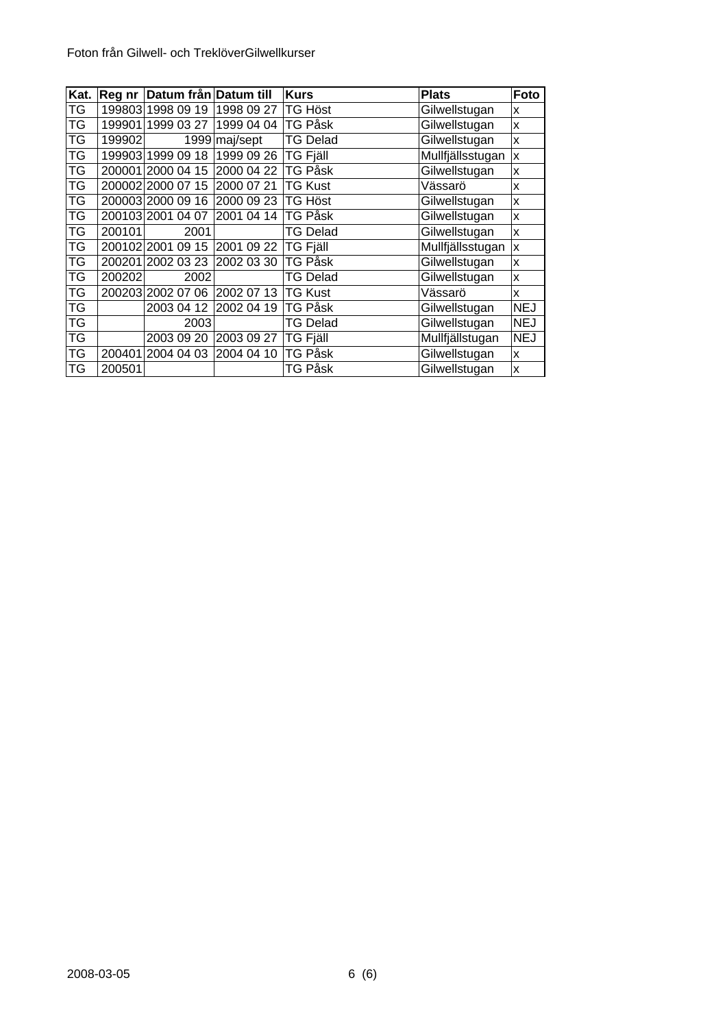Foton från Gilwell- och TreklöverGilwellkurser

| Kat. | Reg nr | Datum från | Datum till | Kurs | Plats | Foto |
|---|---|---|---|---|---|---|
| TG | 199803 | 1998 09 19 | 1998 09 27 | TG Höst | Gilwellstugan | x |
| TG | 199901 | 1999 03 27 | 1999 04 04 | TG Påsk | Gilwellstugan | x |
| TG | 199902 | 1999 | maj/sept | TG Delad | Gilwellstugan | x |
| TG | 199903 | 1999 09 18 | 1999 09 26 | TG Fjäll | Mullfjällsstugan | x |
| TG | 200001 | 2000 04 15 | 2000 04 22 | TG Påsk | Gilwellstugan | x |
| TG | 200002 | 2000 07 15 | 2000 07 21 | TG Kust | Vässarö | x |
| TG | 200003 | 2000 09 16 | 2000 09 23 | TG Höst | Gilwellstugan | x |
| TG | 200103 | 2001 04 07 | 2001 04 14 | TG Påsk | Gilwellstugan | x |
| TG | 200101 | 2001 | | TG Delad | Gilwellstugan | x |
| TG | 200102 | 2001 09 15 | 2001 09 22 | TG Fjäll | Mullfjällsstugan | x |
| TG | 200201 | 2002 03 23 | 2002 03 30 | TG Påsk | Gilwellstugan | x |
| TG | 200202 | 2002 | | TG Delad | Gilwellstugan | x |
| TG | 200203 | 2002 07 06 | 2002 07 13 | TG Kust | Vässarö | x |
| TG | | 2003 04 12 | 2002 04 19 | TG Påsk | Gilwellstugan | NEJ |
| TG | | 2003 | | TG Delad | Gilwellstugan | NEJ |
| TG | | 2003 09 20 | 2003 09 27 | TG Fjäll | Mullfjällstugan | NEJ |
| TG | 200401 | 2004 04 03 | 2004 04 10 | TG Påsk | Gilwellstugan | x |
| TG | 200501 | | | TG Påsk | Gilwellstugan | x |

2008-03-05